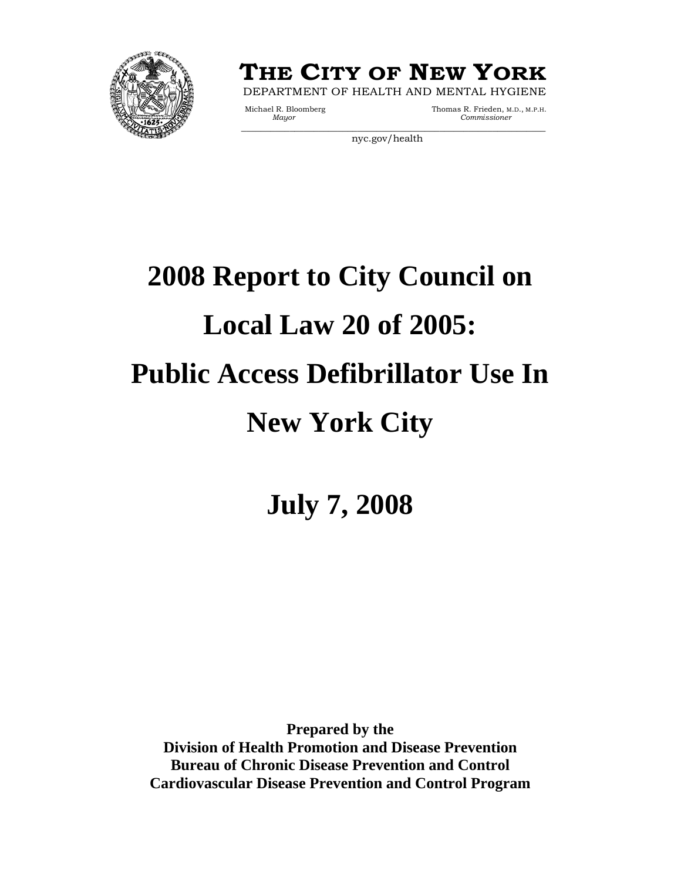**THE CITY OF NEW YORK**

DEPARTMENT OF HEALTH AND MENTAL HYGIENE

Michael R. Bloomberg
*Mayor*

Thomas R. Frieden, M.D., M.P.H.
*Commissioner*

nyc.gov/health

# 2008 Report to City Council on Local Law 20 of 2005: Public Access Defibrillator Use In New York City

## July 7, 2008

**Prepared by the**
**Division of Health Promotion and Disease Prevention**
**Bureau of Chronic Disease Prevention and Control**
**Cardiovascular Disease Prevention and Control Program**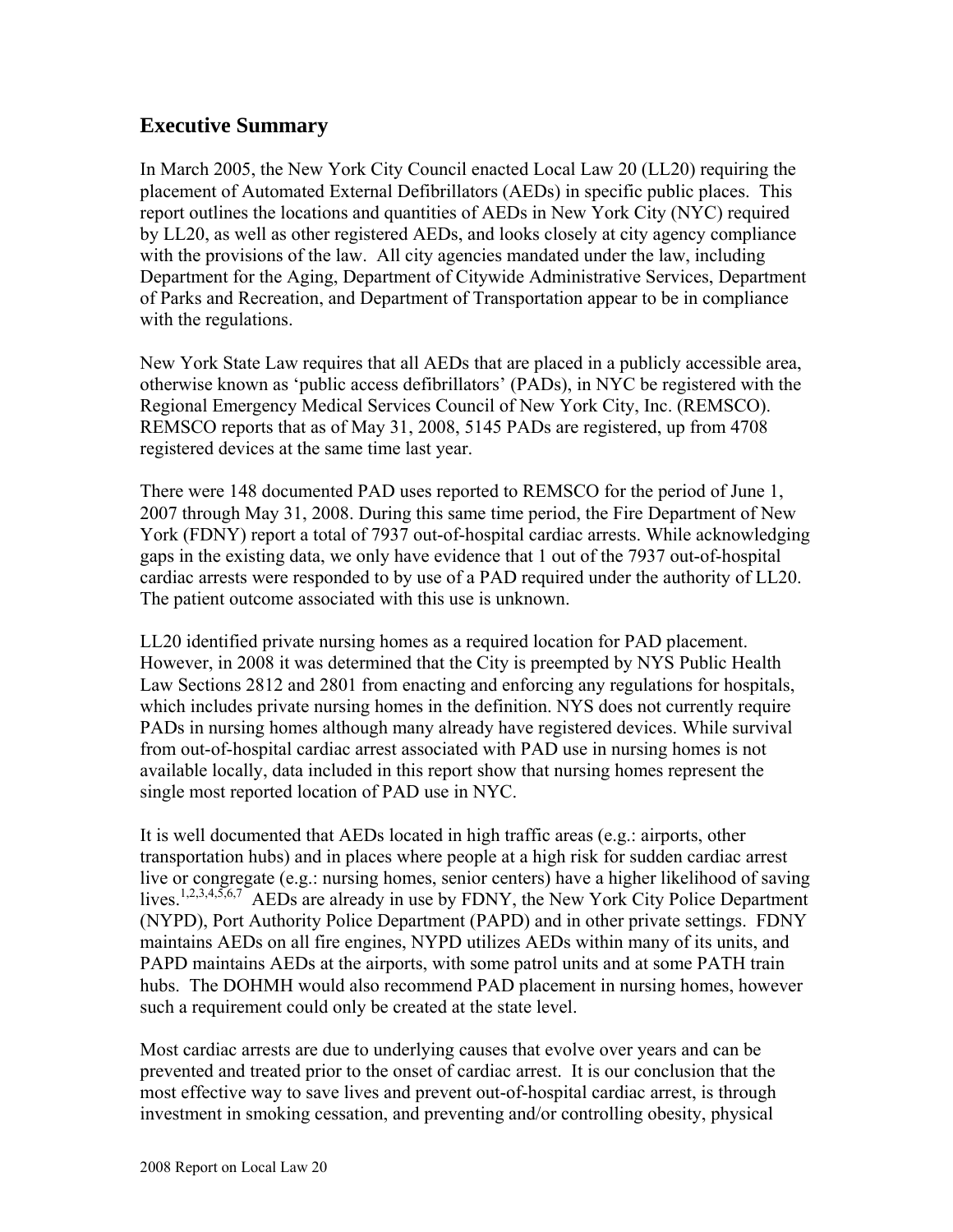## Executive Summary

In March 2005, the New York City Council enacted Local Law 20 (LL20) requiring the placement of Automated External Defibrillators (AEDs) in specific public places. This report outlines the locations and quantities of AEDs in New York City (NYC) required by LL20, as well as other registered AEDs, and looks closely at city agency compliance with the provisions of the law. All city agencies mandated under the law, including Department for the Aging, Department of Citywide Administrative Services, Department of Parks and Recreation, and Department of Transportation appear to be in compliance with the regulations.

New York State Law requires that all AEDs that are placed in a publicly accessible area, otherwise known as 'public access defibrillators' (PADs), in NYC be registered with the Regional Emergency Medical Services Council of New York City, Inc. (REMSCO). REMSCO reports that as of May 31, 2008, 5145 PADs are registered, up from 4708 registered devices at the same time last year.

There were 148 documented PAD uses reported to REMSCO for the period of June 1, 2007 through May 31, 2008. During this same time period, the Fire Department of New York (FDNY) report a total of 7937 out-of-hospital cardiac arrests. While acknowledging gaps in the existing data, we only have evidence that 1 out of the 7937 out-of-hospital cardiac arrests were responded to by use of a PAD required under the authority of LL20. The patient outcome associated with this use is unknown.

LL20 identified private nursing homes as a required location for PAD placement. However, in 2008 it was determined that the City is preempted by NYS Public Health Law Sections 2812 and 2801 from enacting and enforcing any regulations for hospitals, which includes private nursing homes in the definition. NYS does not currently require PADs in nursing homes although many already have registered devices. While survival from out-of-hospital cardiac arrest associated with PAD use in nursing homes is not available locally, data included in this report show that nursing homes represent the single most reported location of PAD use in NYC.

It is well documented that AEDs located in high traffic areas (e.g.: airports, other transportation hubs) and in places where people at a high risk for sudden cardiac arrest live or congregate (e.g.: nursing homes, senior centers) have a higher likelihood of saving lives.[1,2,3,4,5,6,7] AEDs are already in use by FDNY, the New York City Police Department (NYPD), Port Authority Police Department (PAPD) and in other private settings. FDNY maintains AEDs on all fire engines, NYPD utilizes AEDs within many of its units, and PAPD maintains AEDs at the airports, with some patrol units and at some PATH train hubs. The DOHMH would also recommend PAD placement in nursing homes, however such a requirement could only be created at the state level.

Most cardiac arrests are due to underlying causes that evolve over years and can be prevented and treated prior to the onset of cardiac arrest. It is our conclusion that the most effective way to save lives and prevent out-of-hospital cardiac arrest, is through investment in smoking cessation, and preventing and/or controlling obesity, physical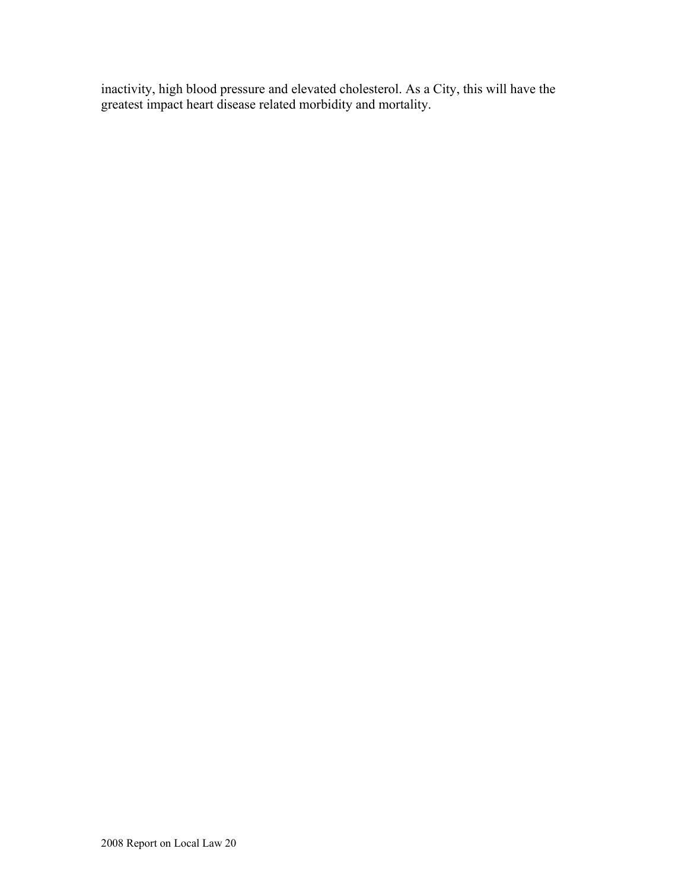inactivity, high blood pressure and elevated cholesterol. As a City, this will have the greatest impact heart disease related morbidity and mortality.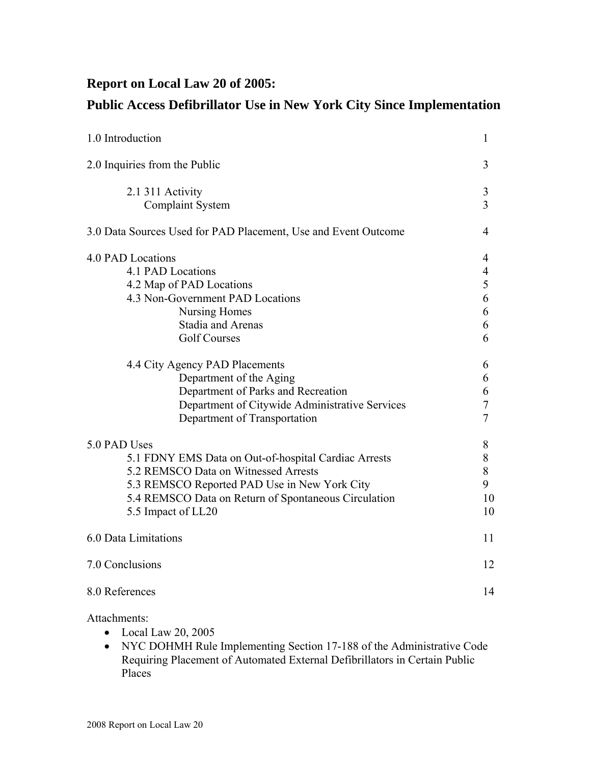## Report on Local Law 20 of 2005:

## Public Access Defibrillator Use in New York City Since Implementation

| | |
|---|---|
| 1.0 Introduction | 1 |
| 2.0 Inquiries from the Public | 3 |
| 2.1 311 Activity | 3 |
| Complaint System | 3 |
| 3.0 Data Sources Used for PAD Placement, Use and Event Outcome | 4 |
| 4.0 PAD Locations | 4 |
| 4.1 PAD Locations | 4 |
| 4.2 Map of PAD Locations | 5 |
| 4.3 Non-Government PAD Locations | 6 |
| Nursing Homes | 6 |
| Stadia and Arenas | 6 |
| Golf Courses | 6 |
| 4.4 City Agency PAD Placements | 6 |
| Department of the Aging | 6 |
| Department of Parks and Recreation | 6 |
| Department of Citywide Administrative Services | 7 |
| Department of Transportation | 7 |
| 5.0 PAD Uses | 8 |
| 5.1 FDNY EMS Data on Out-of-hospital Cardiac Arrests | 8 |
| 5.2 REMSCO Data on Witnessed Arrests | 8 |
| 5.3 REMSCO Reported PAD Use in New York City | 9 |
| 5.4 REMSCO Data on Return of Spontaneous Circulation | 10 |
| 5.5 Impact of LL20 | 10 |
| 6.0 Data Limitations | 11 |
| 7.0 Conclusions | 12 |
| 8.0 References | 14 |

Attachments:

- Local Law 20, 2005
- NYC DOHMH Rule Implementing Section 17-188 of the Administrative Code Requiring Placement of Automated External Defibrillators in Certain Public Places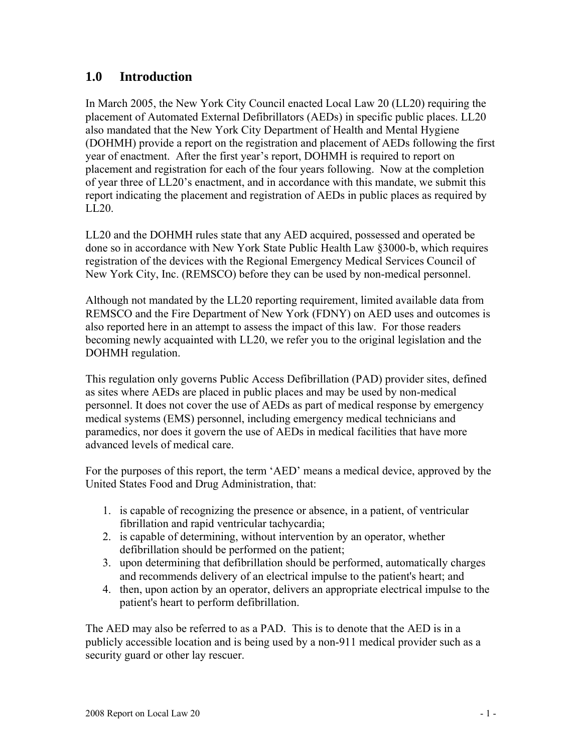## 1.0 Introduction

In March 2005, the New York City Council enacted Local Law 20 (LL20) requiring the placement of Automated External Defibrillators (AEDs) in specific public places. LL20 also mandated that the New York City Department of Health and Mental Hygiene (DOHMH) provide a report on the registration and placement of AEDs following the first year of enactment. After the first year's report, DOHMH is required to report on placement and registration for each of the four years following. Now at the completion of year three of LL20's enactment, and in accordance with this mandate, we submit this report indicating the placement and registration of AEDs in public places as required by LL20.

LL20 and the DOHMH rules state that any AED acquired, possessed and operated be done so in accordance with New York State Public Health Law §3000-b, which requires registration of the devices with the Regional Emergency Medical Services Council of New York City, Inc. (REMSCO) before they can be used by non-medical personnel.

Although not mandated by the LL20 reporting requirement, limited available data from REMSCO and the Fire Department of New York (FDNY) on AED uses and outcomes is also reported here in an attempt to assess the impact of this law. For those readers becoming newly acquainted with LL20, we refer you to the original legislation and the DOHMH regulation.

This regulation only governs Public Access Defibrillation (PAD) provider sites, defined as sites where AEDs are placed in public places and may be used by non-medical personnel. It does not cover the use of AEDs as part of medical response by emergency medical systems (EMS) personnel, including emergency medical technicians and paramedics, nor does it govern the use of AEDs in medical facilities that have more advanced levels of medical care.

For the purposes of this report, the term 'AED' means a medical device, approved by the United States Food and Drug Administration, that:

1. is capable of recognizing the presence or absence, in a patient, of ventricular fibrillation and rapid ventricular tachycardia;
2. is capable of determining, without intervention by an operator, whether defibrillation should be performed on the patient;
3. upon determining that defibrillation should be performed, automatically charges and recommends delivery of an electrical impulse to the patient's heart; and
4. then, upon action by an operator, delivers an appropriate electrical impulse to the patient's heart to perform defibrillation.

The AED may also be referred to as a PAD. This is to denote that the AED is in a publicly accessible location and is being used by a non-911 medical provider such as a security guard or other lay rescuer.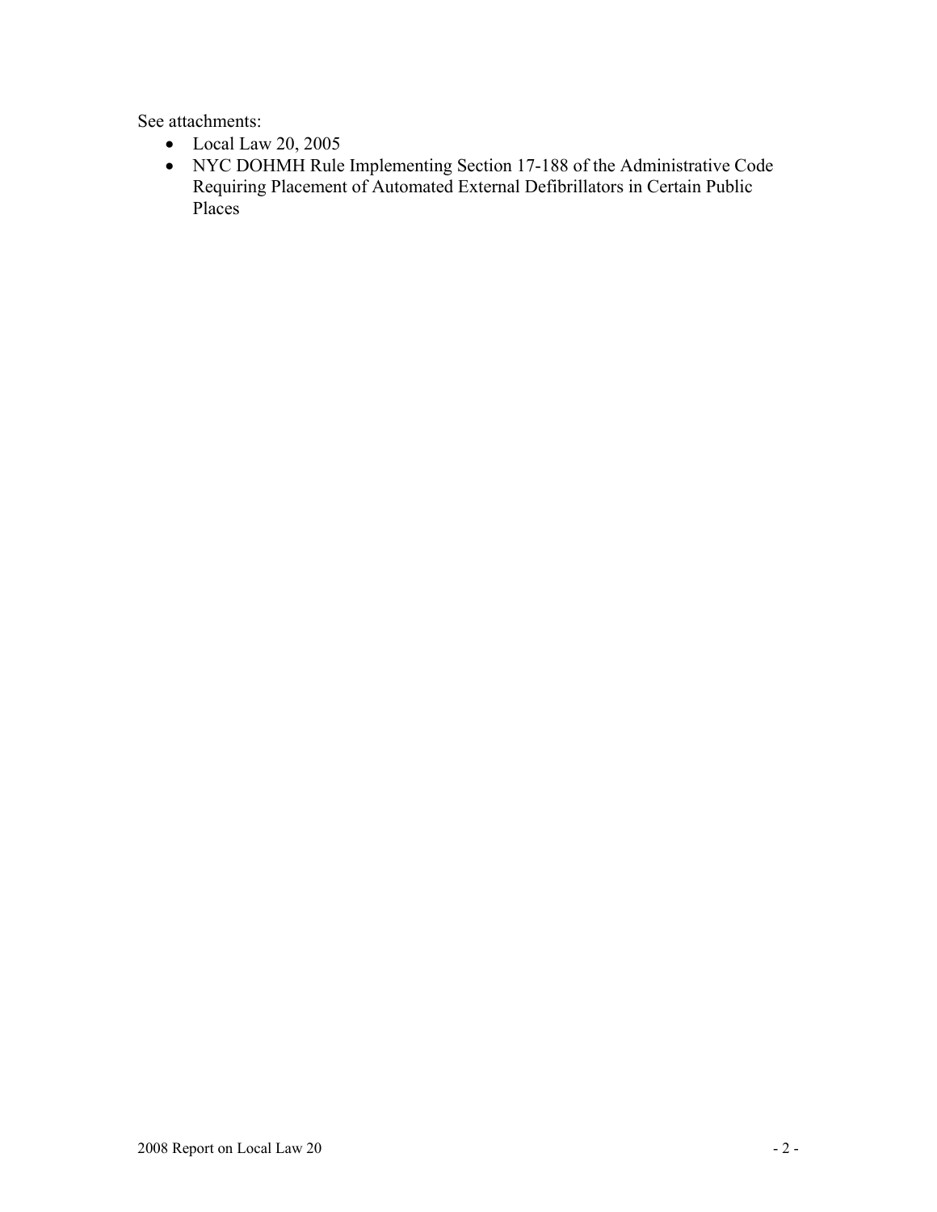See attachments:

- Local Law 20, 2005
- NYC DOHMH Rule Implementing Section 17-188 of the Administrative Code Requiring Placement of Automated External Defibrillators in Certain Public Places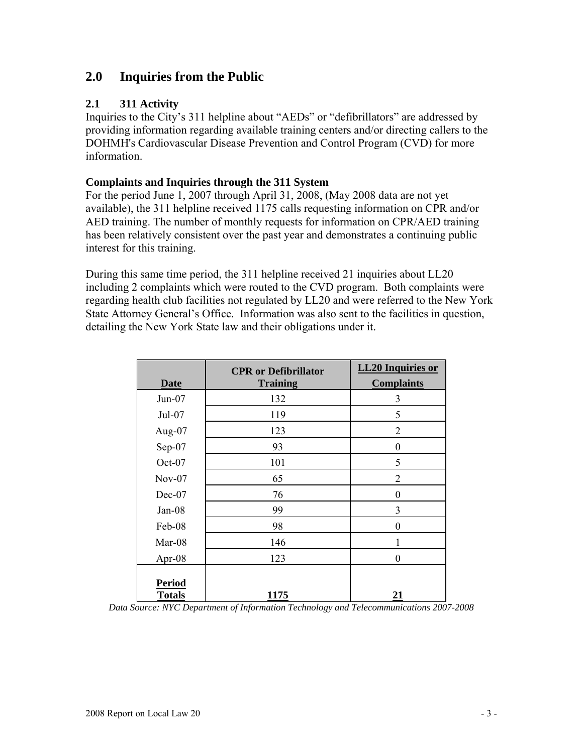## 2.0 Inquiries from the Public

### 2.1 311 Activity

Inquiries to the City's 311 helpline about "AEDs" or "defibrillators" are addressed by providing information regarding available training centers and/or directing callers to the DOHMH's Cardiovascular Disease Prevention and Control Program (CVD) for more information.

**Complaints and Inquiries through the 311 System**

For the period June 1, 2007 through April 31, 2008, (May 2008 data are not yet available), the 311 helpline received 1175 calls requesting information on CPR and/or AED training. The number of monthly requests for information on CPR/AED training has been relatively consistent over the past year and demonstrates a continuing public interest for this training.

During this same time period, the 311 helpline received 21 inquiries about LL20 including 2 complaints which were routed to the CVD program. Both complaints were regarding health club facilities not regulated by LL20 and were referred to the New York State Attorney General's Office. Information was also sent to the facilities in question, detailing the New York State law and their obligations under it.

| Date | CPR or Defibrillator Training | LL20 Inquiries or Complaints |
|---|---|---|
| Jun-07 | 132 | 3 |
| Jul-07 | 119 | 5 |
| Aug-07 | 123 | 2 |
| Sep-07 | 93 | 0 |
| Oct-07 | 101 | 5 |
| Nov-07 | 65 | 2 |
| Dec-07 | 76 | 0 |
| Jan-08 | 99 | 3 |
| Feb-08 | 98 | 0 |
| Mar-08 | 146 | 1 |
| Apr-08 | 123 | 0 |
| **Period Totals** | **1175** | **21** |

*Data Source: NYC Department of Information Technology and Telecommunications 2007-2008*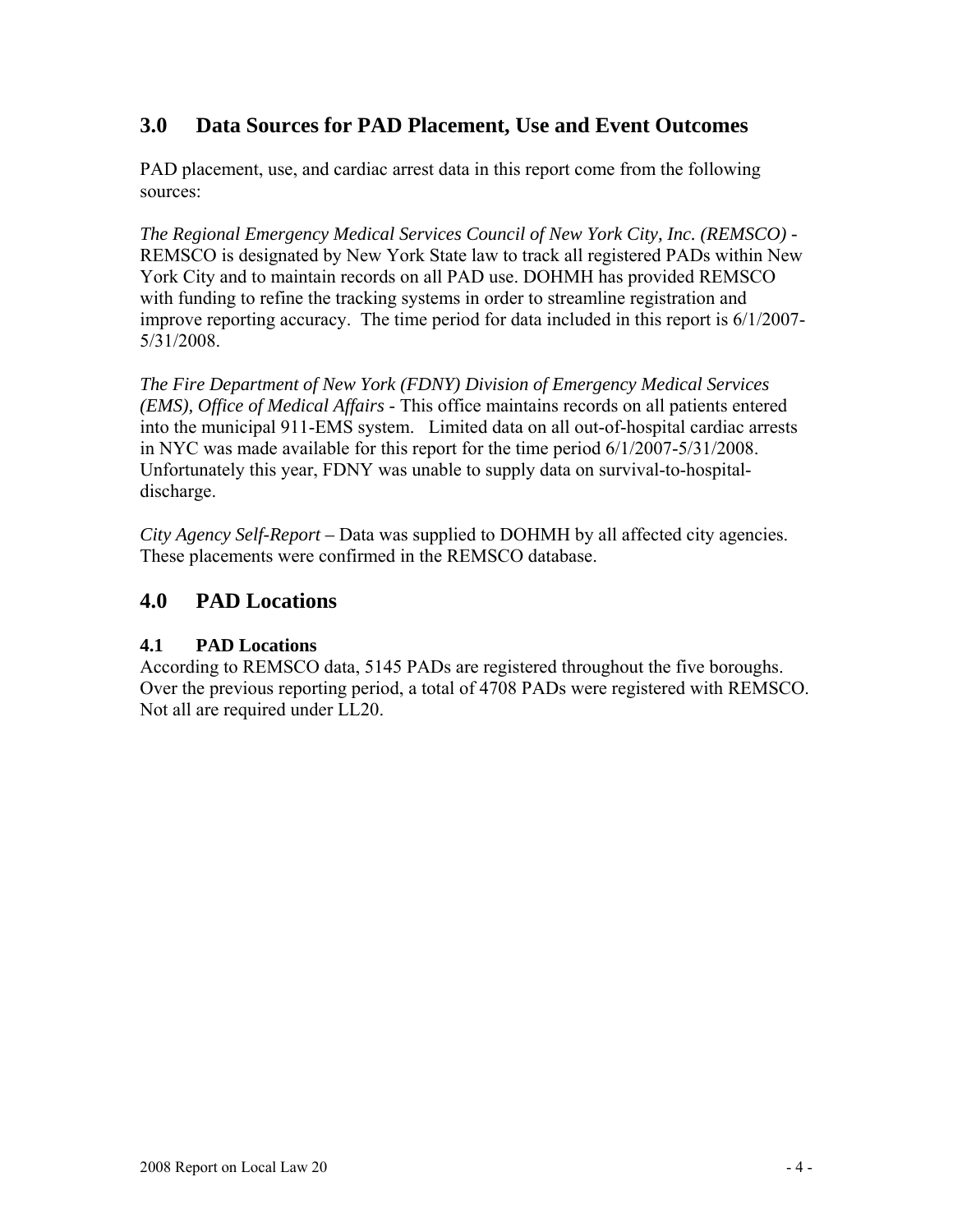## 3.0 Data Sources for PAD Placement, Use and Event Outcomes

PAD placement, use, and cardiac arrest data in this report come from the following sources:

*The Regional Emergency Medical Services Council of New York City, Inc. (REMSCO)* - REMSCO is designated by New York State law to track all registered PADs within New York City and to maintain records on all PAD use. DOHMH has provided REMSCO with funding to refine the tracking systems in order to streamline registration and improve reporting accuracy. The time period for data included in this report is 6/1/2007-5/31/2008.

*The Fire Department of New York (FDNY) Division of Emergency Medical Services (EMS), Office of Medical Affairs* - This office maintains records on all patients entered into the municipal 911-EMS system. Limited data on all out-of-hospital cardiac arrests in NYC was made available for this report for the time period 6/1/2007-5/31/2008. Unfortunately this year, FDNY was unable to supply data on survival-to-hospital-discharge.

*City Agency Self-Report* – Data was supplied to DOHMH by all affected city agencies. These placements were confirmed in the REMSCO database.

## 4.0 PAD Locations

### 4.1 PAD Locations

According to REMSCO data, 5145 PADs are registered throughout the five boroughs. Over the previous reporting period, a total of 4708 PADs were registered with REMSCO. Not all are required under LL20.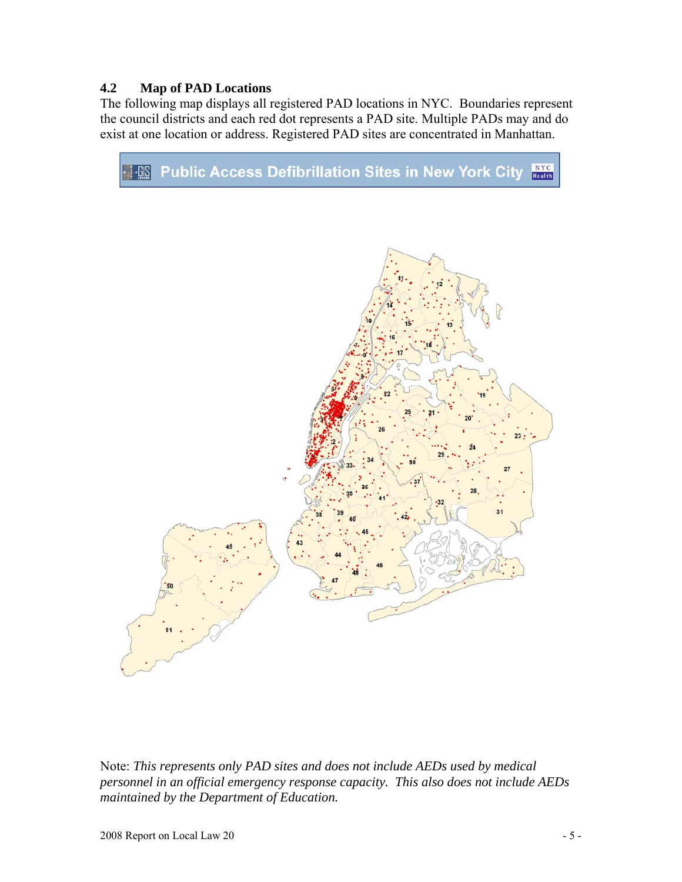### 4.2 Map of PAD Locations

The following map displays all registered PAD locations in NYC. Boundaries represent the council districts and each red dot represents a PAD site. Multiple PADs may and do exist at one location or address. Registered PAD sites are concentrated in Manhattan.

Public Access Defibrillation Sites in New York City

Note: *This represents only PAD sites and does not include AEDs used by medical personnel in an official emergency response capacity. This also does not include AEDs maintained by the Department of Education.*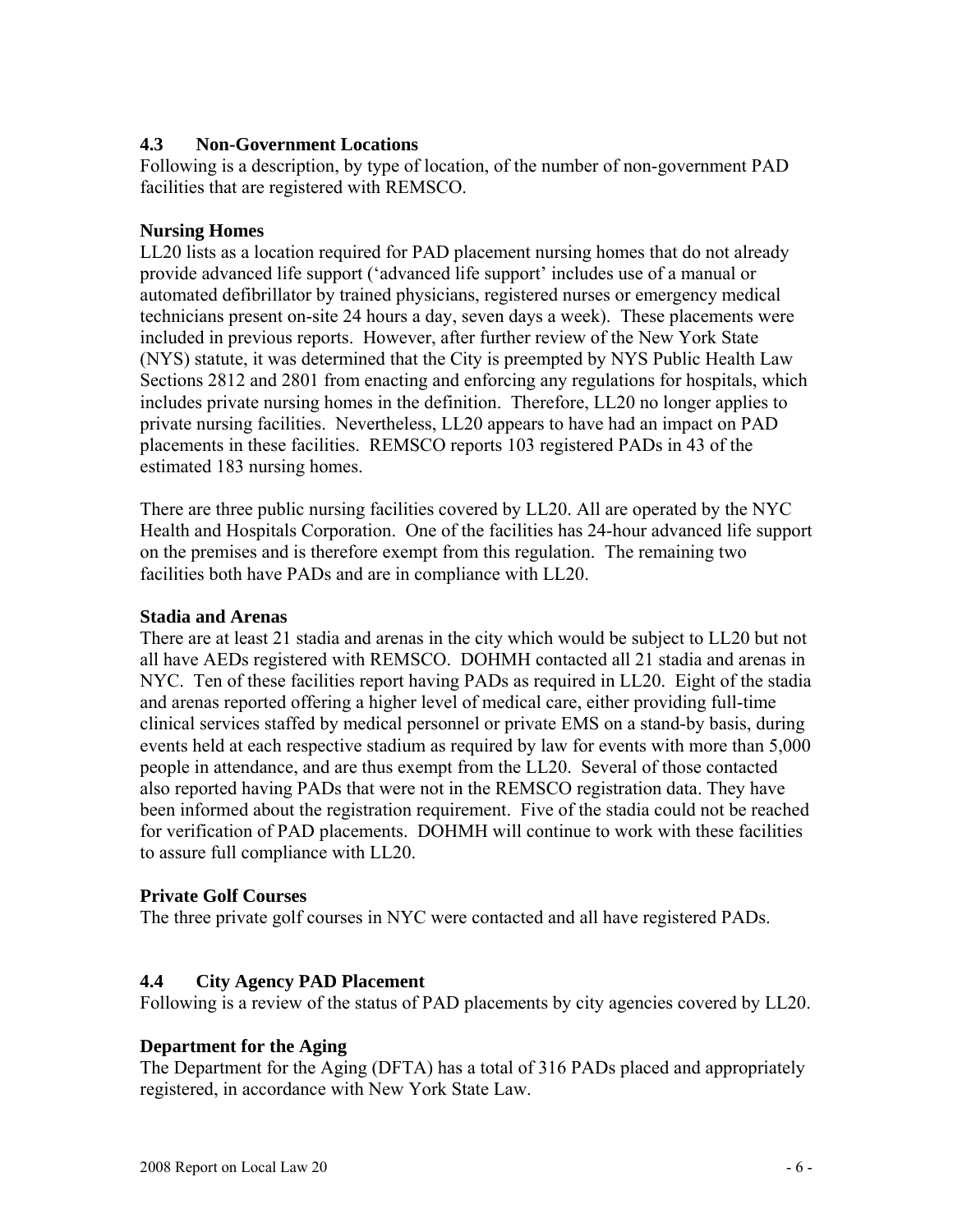## 4.3 Non-Government Locations

Following is a description, by type of location, of the number of non-government PAD facilities that are registered with REMSCO.

### Nursing Homes

LL20 lists as a location required for PAD placement nursing homes that do not already provide advanced life support ('advanced life support' includes use of a manual or automated defibrillator by trained physicians, registered nurses or emergency medical technicians present on-site 24 hours a day, seven days a week). These placements were included in previous reports. However, after further review of the New York State (NYS) statute, it was determined that the City is preempted by NYS Public Health Law Sections 2812 and 2801 from enacting and enforcing any regulations for hospitals, which includes private nursing homes in the definition. Therefore, LL20 no longer applies to private nursing facilities. Nevertheless, LL20 appears to have had an impact on PAD placements in these facilities. REMSCO reports 103 registered PADs in 43 of the estimated 183 nursing homes.

There are three public nursing facilities covered by LL20. All are operated by the NYC Health and Hospitals Corporation. One of the facilities has 24-hour advanced life support on the premises and is therefore exempt from this regulation. The remaining two facilities both have PADs and are in compliance with LL20.

### Stadia and Arenas

There are at least 21 stadia and arenas in the city which would be subject to LL20 but not all have AEDs registered with REMSCO. DOHMH contacted all 21 stadia and arenas in NYC. Ten of these facilities report having PADs as required in LL20. Eight of the stadia and arenas reported offering a higher level of medical care, either providing full-time clinical services staffed by medical personnel or private EMS on a stand-by basis, during events held at each respective stadium as required by law for events with more than 5,000 people in attendance, and are thus exempt from the LL20. Several of those contacted also reported having PADs that were not in the REMSCO registration data. They have been informed about the registration requirement. Five of the stadia could not be reached for verification of PAD placements. DOHMH will continue to work with these facilities to assure full compliance with LL20.

### Private Golf Courses

The three private golf courses in NYC were contacted and all have registered PADs.

## 4.4 City Agency PAD Placement

Following is a review of the status of PAD placements by city agencies covered by LL20.

### Department for the Aging

The Department for the Aging (DFTA) has a total of 316 PADs placed and appropriately registered, in accordance with New York State Law.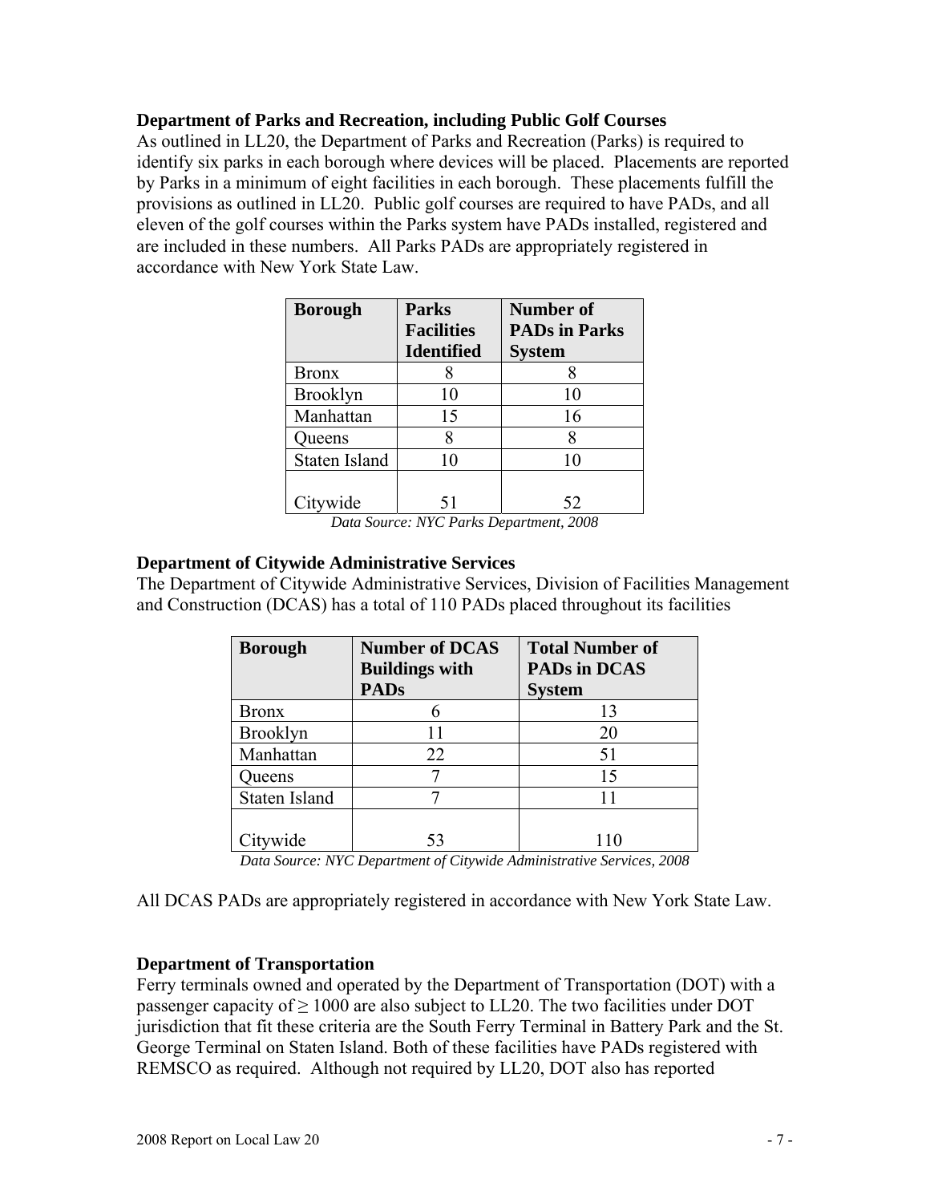**Department of Parks and Recreation, including Public Golf Courses**

As outlined in LL20, the Department of Parks and Recreation (Parks) is required to identify six parks in each borough where devices will be placed. Placements are reported by Parks in a minimum of eight facilities in each borough. These placements fulfill the provisions as outlined in LL20. Public golf courses are required to have PADs, and all eleven of the golf courses within the Parks system have PADs installed, registered and are included in these numbers. All Parks PADs are appropriately registered in accordance with New York State Law.

| Borough | Parks Facilities Identified | Number of PADs in Parks System |
|---|---|---|
| Bronx | 8 | 8 |
| Brooklyn | 10 | 10 |
| Manhattan | 15 | 16 |
| Queens | 8 | 8 |
| Staten Island | 10 | 10 |
| Citywide | 51 | 52 |

*Data Source: NYC Parks Department, 2008*

**Department of Citywide Administrative Services**

The Department of Citywide Administrative Services, Division of Facilities Management and Construction (DCAS) has a total of 110 PADs placed throughout its facilities

| Borough | Number of DCAS Buildings with PADs | Total Number of PADs in DCAS System |
|---|---|---|
| Bronx | 6 | 13 |
| Brooklyn | 11 | 20 |
| Manhattan | 22 | 51 |
| Queens | 7 | 15 |
| Staten Island | 7 | 11 |
| Citywide | 53 | 110 |

*Data Source: NYC Department of Citywide Administrative Services, 2008*

All DCAS PADs are appropriately registered in accordance with New York State Law.

**Department of Transportation**

Ferry terminals owned and operated by the Department of Transportation (DOT) with a passenger capacity of ≥ 1000 are also subject to LL20. The two facilities under DOT jurisdiction that fit these criteria are the South Ferry Terminal in Battery Park and the St. George Terminal on Staten Island. Both of these facilities have PADs registered with REMSCO as required. Although not required by LL20, DOT also has reported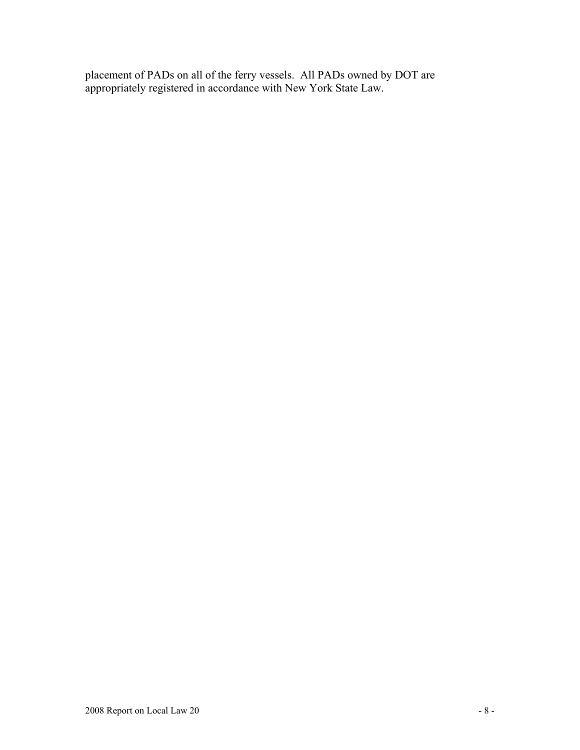placement of PADs on all of the ferry vessels. All PADs owned by DOT are appropriately registered in accordance with New York State Law.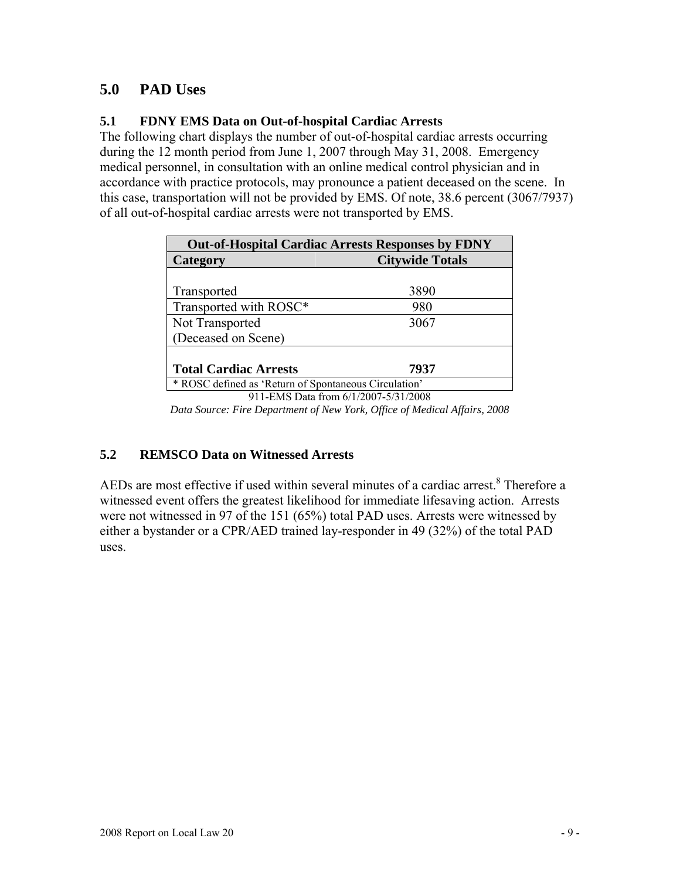# 5.0 PAD Uses

## 5.1 FDNY EMS Data on Out-of-hospital Cardiac Arrests

The following chart displays the number of out-of-hospital cardiac arrests occurring during the 12 month period from June 1, 2007 through May 31, 2008. Emergency medical personnel, in consultation with an online medical control physician and in accordance with practice protocols, may pronounce a patient deceased on the scene. In this case, transportation will not be provided by EMS. Of note, 38.6 percent (3067/7937) of all out-of-hospital cardiac arrests were not transported by EMS.

| Out-of-Hospital Cardiac Arrests Responses by FDNY | |
|---|---|
| **Category** | **Citywide Totals** |
| Transported | 3890 |
| Transported with ROSC* | 980 |
| Not Transported (Deceased on Scene) | 3067 |
| **Total Cardiac Arrests** | **7937** |

\* ROSC defined as 'Return of Spontaneous Circulation'

911-EMS Data from 6/1/2007-5/31/2008

*Data Source: Fire Department of New York, Office of Medical Affairs, 2008*

## 5.2 REMSCO Data on Witnessed Arrests

AEDs are most effective if used within several minutes of a cardiac arrest.[8] Therefore a witnessed event offers the greatest likelihood for immediate lifesaving action. Arrests were not witnessed in 97 of the 151 (65%) total PAD uses. Arrests were witnessed by either a bystander or a CPR/AED trained lay-responder in 49 (32%) of the total PAD uses.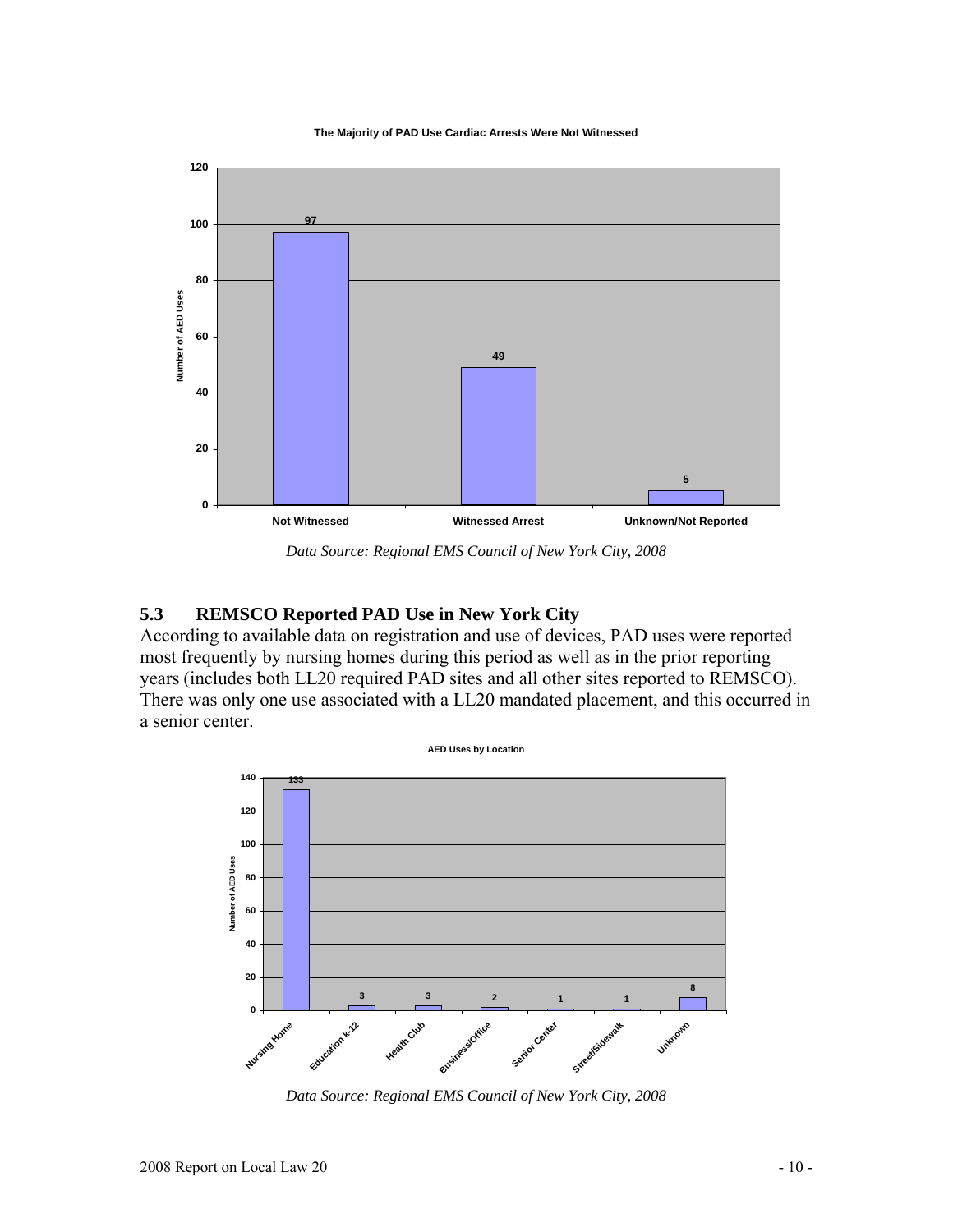**The Majority of PAD Use Cardiac Arrests Were Not Witnessed**

| Category | Number of AED Uses |
|---|---|
| Not Witnessed | 97 |
| Witnessed Arrest | 49 |
| Unknown/Not Reported | 5 |

*Data Source: Regional EMS Council of New York City, 2008*

### 5.3 REMSCO Reported PAD Use in New York City

According to available data on registration and use of devices, PAD uses were reported most frequently by nursing homes during this period as well as in the prior reporting years (includes both LL20 required PAD sites and all other sites reported to REMSCO). There was only one use associated with a LL20 mandated placement, and this occurred in a senior center.

**AED Uses by Location**

| Location | Number of AED Uses |
|---|---|
| Nursing Home | 133 |
| Education k-12 | 3 |
| Health Club | 3 |
| Business/Office | 2 |
| Senior Center | 1 |
| Street/Sidewalk | 1 |
| Unknown | 8 |

*Data Source: Regional EMS Council of New York City, 2008*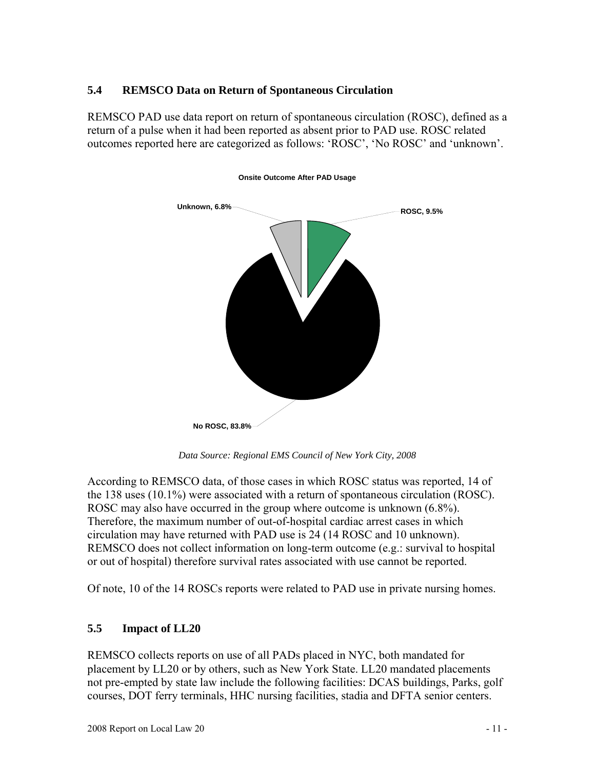### 5.4 REMSCO Data on Return of Spontaneous Circulation

REMSCO PAD use data report on return of spontaneous circulation (ROSC), defined as a return of a pulse when it had been reported as absent prior to PAD use. ROSC related outcomes reported here are categorized as follows: 'ROSC', 'No ROSC' and 'unknown'.

**Onsite Outcome After PAD Usage**

Unknown, 6.8%

ROSC, 9.5%

No ROSC, 83.8%

*Data Source: Regional EMS Council of New York City, 2008*

According to REMSCO data, of those cases in which ROSC status was reported, 14 of the 138 uses (10.1%) were associated with a return of spontaneous circulation (ROSC). ROSC may also have occurred in the group where outcome is unknown (6.8%). Therefore, the maximum number of out-of-hospital cardiac arrest cases in which circulation may have returned with PAD use is 24 (14 ROSC and 10 unknown). REMSCO does not collect information on long-term outcome (e.g.: survival to hospital or out of hospital) therefore survival rates associated with use cannot be reported.

Of note, 10 of the 14 ROSCs reports were related to PAD use in private nursing homes.

### 5.5 Impact of LL20

REMSCO collects reports on use of all PADs placed in NYC, both mandated for placement by LL20 or by others, such as New York State. LL20 mandated placements not pre-empted by state law include the following facilities: DCAS buildings, Parks, golf courses, DOT ferry terminals, HHC nursing facilities, stadia and DFTA senior centers.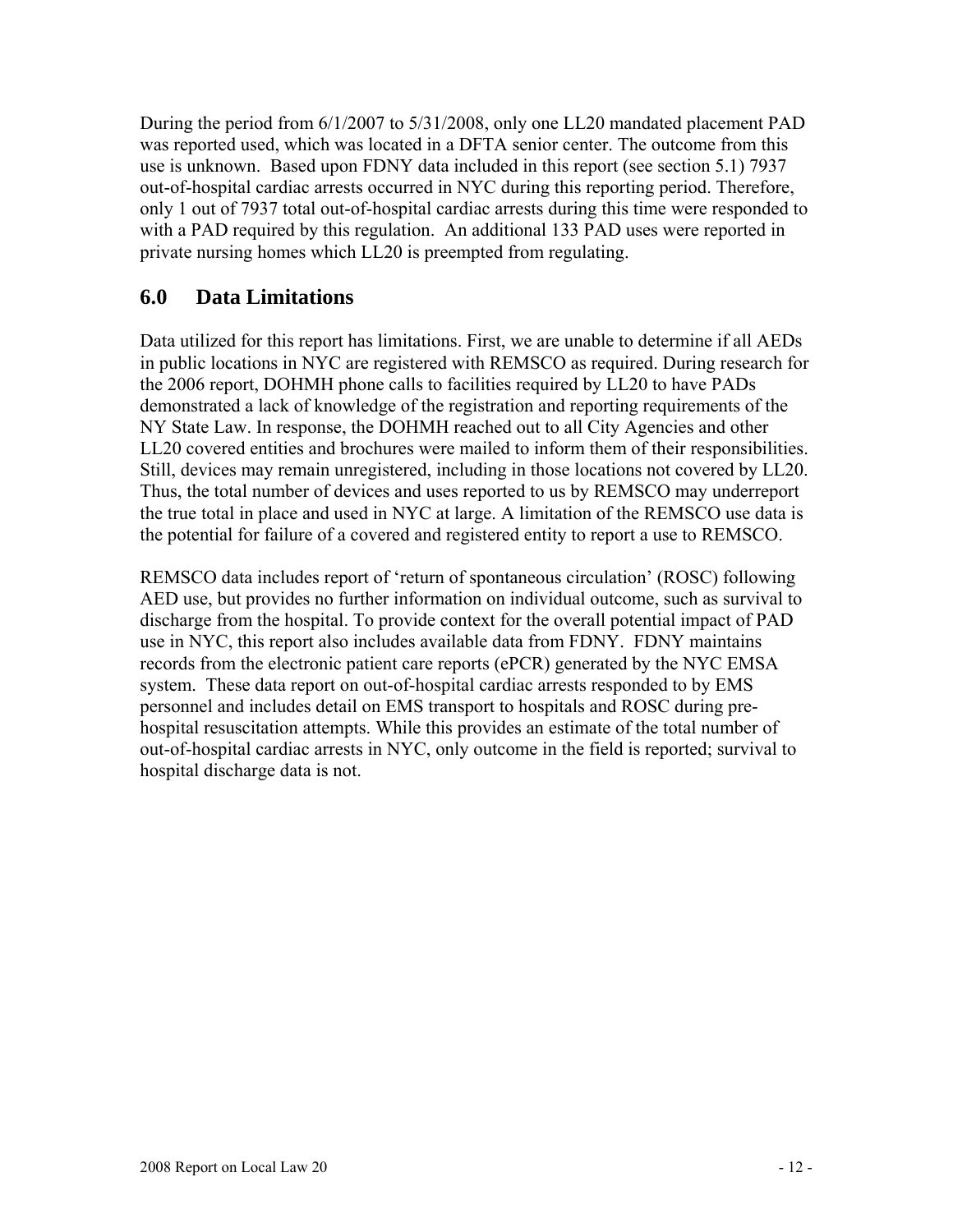During the period from 6/1/2007 to 5/31/2008, only one LL20 mandated placement PAD was reported used, which was located in a DFTA senior center. The outcome from this use is unknown. Based upon FDNY data included in this report (see section 5.1) 7937 out-of-hospital cardiac arrests occurred in NYC during this reporting period. Therefore, only 1 out of 7937 total out-of-hospital cardiac arrests during this time were responded to with a PAD required by this regulation. An additional 133 PAD uses were reported in private nursing homes which LL20 is preempted from regulating.

## 6.0 Data Limitations

Data utilized for this report has limitations. First, we are unable to determine if all AEDs in public locations in NYC are registered with REMSCO as required. During research for the 2006 report, DOHMH phone calls to facilities required by LL20 to have PADs demonstrated a lack of knowledge of the registration and reporting requirements of the NY State Law. In response, the DOHMH reached out to all City Agencies and other LL20 covered entities and brochures were mailed to inform them of their responsibilities. Still, devices may remain unregistered, including in those locations not covered by LL20. Thus, the total number of devices and uses reported to us by REMSCO may underreport the true total in place and used in NYC at large. A limitation of the REMSCO use data is the potential for failure of a covered and registered entity to report a use to REMSCO.

REMSCO data includes report of 'return of spontaneous circulation' (ROSC) following AED use, but provides no further information on individual outcome, such as survival to discharge from the hospital. To provide context for the overall potential impact of PAD use in NYC, this report also includes available data from FDNY. FDNY maintains records from the electronic patient care reports (ePCR) generated by the NYC EMSA system. These data report on out-of-hospital cardiac arrests responded to by EMS personnel and includes detail on EMS transport to hospitals and ROSC during pre-hospital resuscitation attempts. While this provides an estimate of the total number of out-of-hospital cardiac arrests in NYC, only outcome in the field is reported; survival to hospital discharge data is not.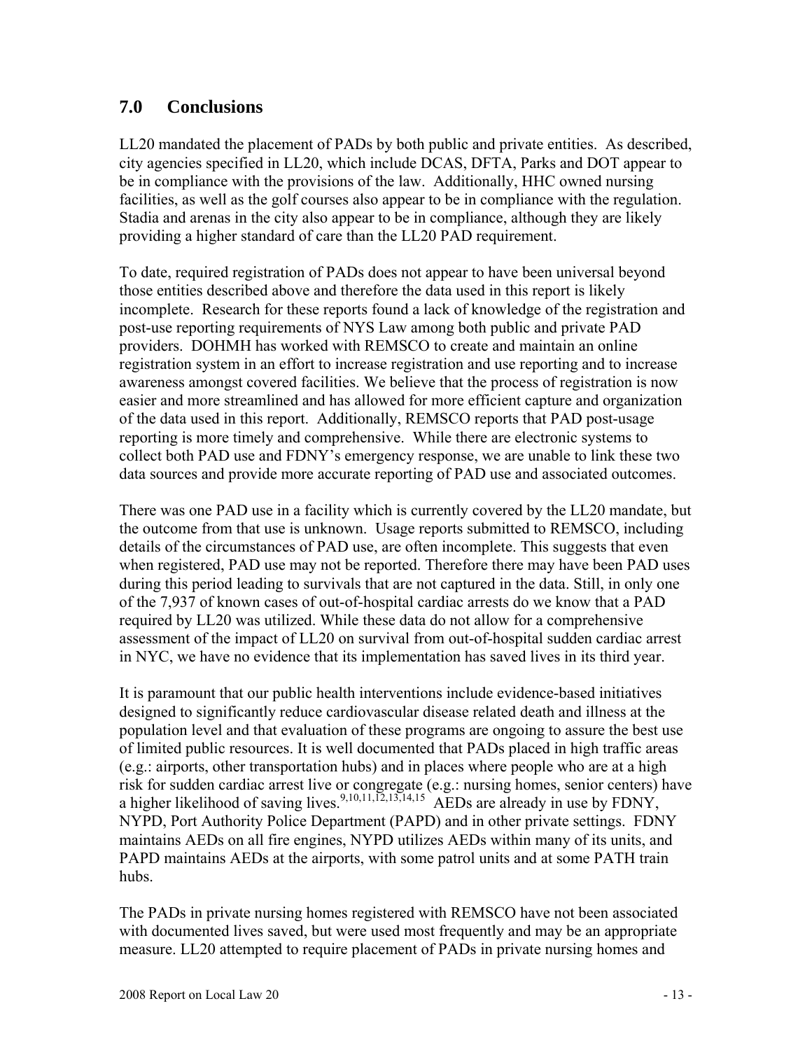## 7.0 Conclusions

LL20 mandated the placement of PADs by both public and private entities. As described, city agencies specified in LL20, which include DCAS, DFTA, Parks and DOT appear to be in compliance with the provisions of the law. Additionally, HHC owned nursing facilities, as well as the golf courses also appear to be in compliance with the regulation. Stadia and arenas in the city also appear to be in compliance, although they are likely providing a higher standard of care than the LL20 PAD requirement.

To date, required registration of PADs does not appear to have been universal beyond those entities described above and therefore the data used in this report is likely incomplete. Research for these reports found a lack of knowledge of the registration and post-use reporting requirements of NYS Law among both public and private PAD providers. DOHMH has worked with REMSCO to create and maintain an online registration system in an effort to increase registration and use reporting and to increase awareness amongst covered facilities. We believe that the process of registration is now easier and more streamlined and has allowed for more efficient capture and organization of the data used in this report. Additionally, REMSCO reports that PAD post-usage reporting is more timely and comprehensive. While there are electronic systems to collect both PAD use and FDNY's emergency response, we are unable to link these two data sources and provide more accurate reporting of PAD use and associated outcomes.

There was one PAD use in a facility which is currently covered by the LL20 mandate, but the outcome from that use is unknown. Usage reports submitted to REMSCO, including details of the circumstances of PAD use, are often incomplete. This suggests that even when registered, PAD use may not be reported. Therefore there may have been PAD uses during this period leading to survivals that are not captured in the data. Still, in only one of the 7,937 of known cases of out-of-hospital cardiac arrests do we know that a PAD required by LL20 was utilized. While these data do not allow for a comprehensive assessment of the impact of LL20 on survival from out-of-hospital sudden cardiac arrest in NYC, we have no evidence that its implementation has saved lives in its third year.

It is paramount that our public health interventions include evidence-based initiatives designed to significantly reduce cardiovascular disease related death and illness at the population level and that evaluation of these programs are ongoing to assure the best use of limited public resources. It is well documented that PADs placed in high traffic areas (e.g.: airports, other transportation hubs) and in places where people who are at a high risk for sudden cardiac arrest live or congregate (e.g.: nursing homes, senior centers) have a higher likelihood of saving lives.[9,10,11,12,13,14,15] AEDs are already in use by FDNY, NYPD, Port Authority Police Department (PAPD) and in other private settings. FDNY maintains AEDs on all fire engines, NYPD utilizes AEDs within many of its units, and PAPD maintains AEDs at the airports, with some patrol units and at some PATH train hubs.

The PADs in private nursing homes registered with REMSCO have not been associated with documented lives saved, but were used most frequently and may be an appropriate measure. LL20 attempted to require placement of PADs in private nursing homes and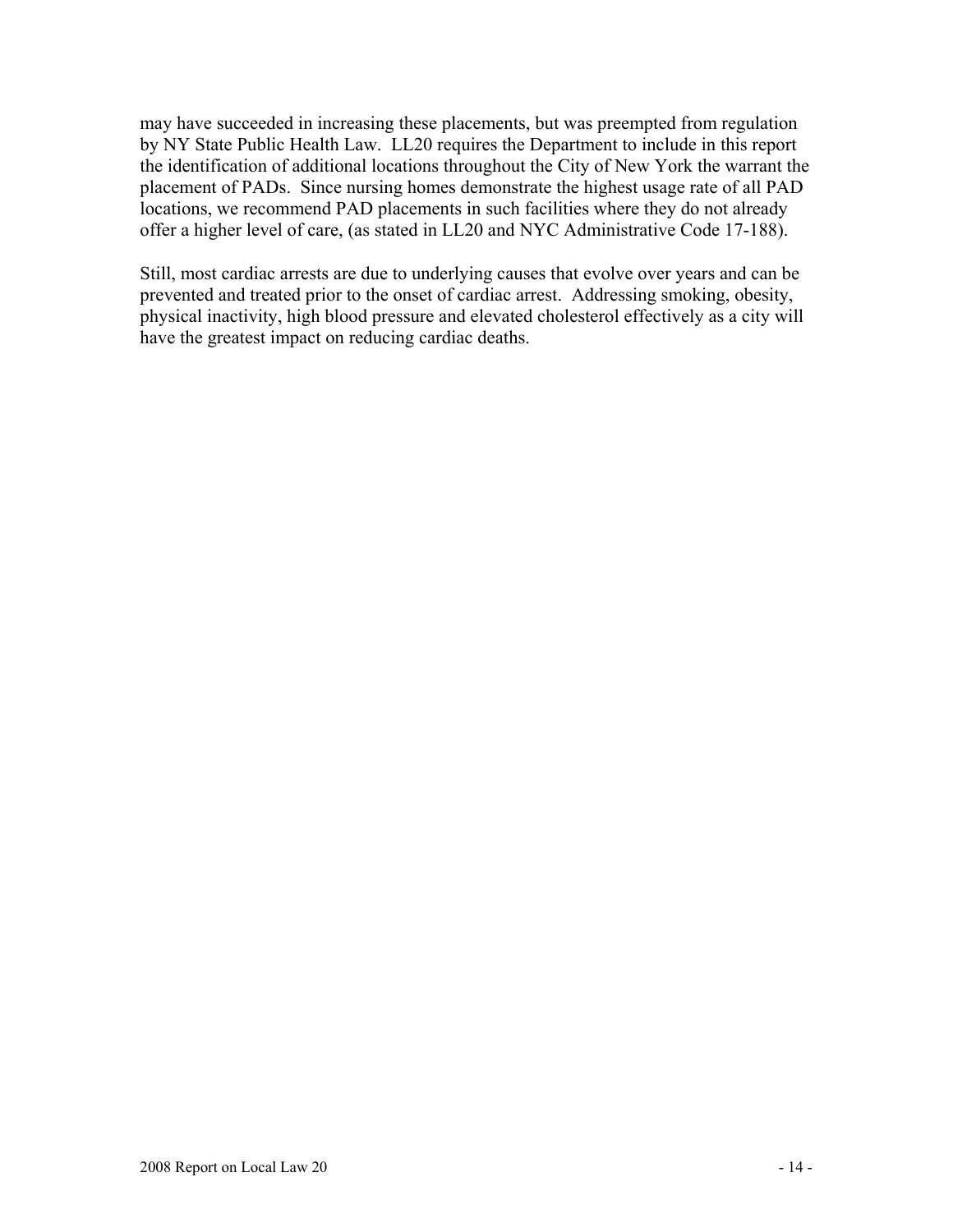may have succeeded in increasing these placements, but was preempted from regulation by NY State Public Health Law. LL20 requires the Department to include in this report the identification of additional locations throughout the City of New York the warrant the placement of PADs. Since nursing homes demonstrate the highest usage rate of all PAD locations, we recommend PAD placements in such facilities where they do not already offer a higher level of care, (as stated in LL20 and NYC Administrative Code 17-188).

Still, most cardiac arrests are due to underlying causes that evolve over years and can be prevented and treated prior to the onset of cardiac arrest. Addressing smoking, obesity, physical inactivity, high blood pressure and elevated cholesterol effectively as a city will have the greatest impact on reducing cardiac deaths.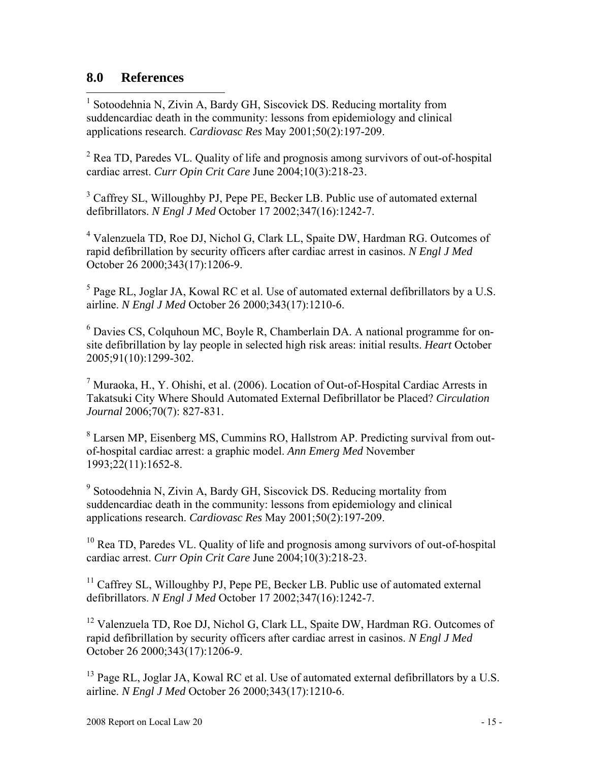## 8.0 References

[1] Sotoodehnia N, Zivin A, Bardy GH, Siscovick DS. Reducing mortality from suddencardiac death in the community: lessons from epidemiology and clinical applications research. *Cardiovasc Res* May 2001;50(2):197-209.

[2] Rea TD, Paredes VL. Quality of life and prognosis among survivors of out-of-hospital cardiac arrest. *Curr Opin Crit Care* June 2004;10(3):218-23.

[3] Caffrey SL, Willoughby PJ, Pepe PE, Becker LB. Public use of automated external defibrillators. *N Engl J Med* October 17 2002;347(16):1242-7.

[4] Valenzuela TD, Roe DJ, Nichol G, Clark LL, Spaite DW, Hardman RG. Outcomes of rapid defibrillation by security officers after cardiac arrest in casinos. *N Engl J Med* October 26 2000;343(17):1206-9.

[5] Page RL, Joglar JA, Kowal RC et al. Use of automated external defibrillators by a U.S. airline. *N Engl J Med* October 26 2000;343(17):1210-6.

[6] Davies CS, Colquhoun MC, Boyle R, Chamberlain DA. A national programme for on-site defibrillation by lay people in selected high risk areas: initial results. *Heart* October 2005;91(10):1299-302.

[7] Muraoka, H., Y. Ohishi, et al. (2006). Location of Out-of-Hospital Cardiac Arrests in Takatsuki City Where Should Automated External Defibrillator be Placed? *Circulation Journal* 2006;70(7): 827-831.

[8] Larsen MP, Eisenberg MS, Cummins RO, Hallstrom AP. Predicting survival from out-of-hospital cardiac arrest: a graphic model. *Ann Emerg Med* November 1993;22(11):1652-8.

[9] Sotoodehnia N, Zivin A, Bardy GH, Siscovick DS. Reducing mortality from suddencardiac death in the community: lessons from epidemiology and clinical applications research. *Cardiovasc Res* May 2001;50(2):197-209.

[10] Rea TD, Paredes VL. Quality of life and prognosis among survivors of out-of-hospital cardiac arrest. *Curr Opin Crit Care* June 2004;10(3):218-23.

[11] Caffrey SL, Willoughby PJ, Pepe PE, Becker LB. Public use of automated external defibrillators. *N Engl J Med* October 17 2002;347(16):1242-7.

[12] Valenzuela TD, Roe DJ, Nichol G, Clark LL, Spaite DW, Hardman RG. Outcomes of rapid defibrillation by security officers after cardiac arrest in casinos. *N Engl J Med* October 26 2000;343(17):1206-9.

[13] Page RL, Joglar JA, Kowal RC et al. Use of automated external defibrillators by a U.S. airline. *N Engl J Med* October 26 2000;343(17):1210-6.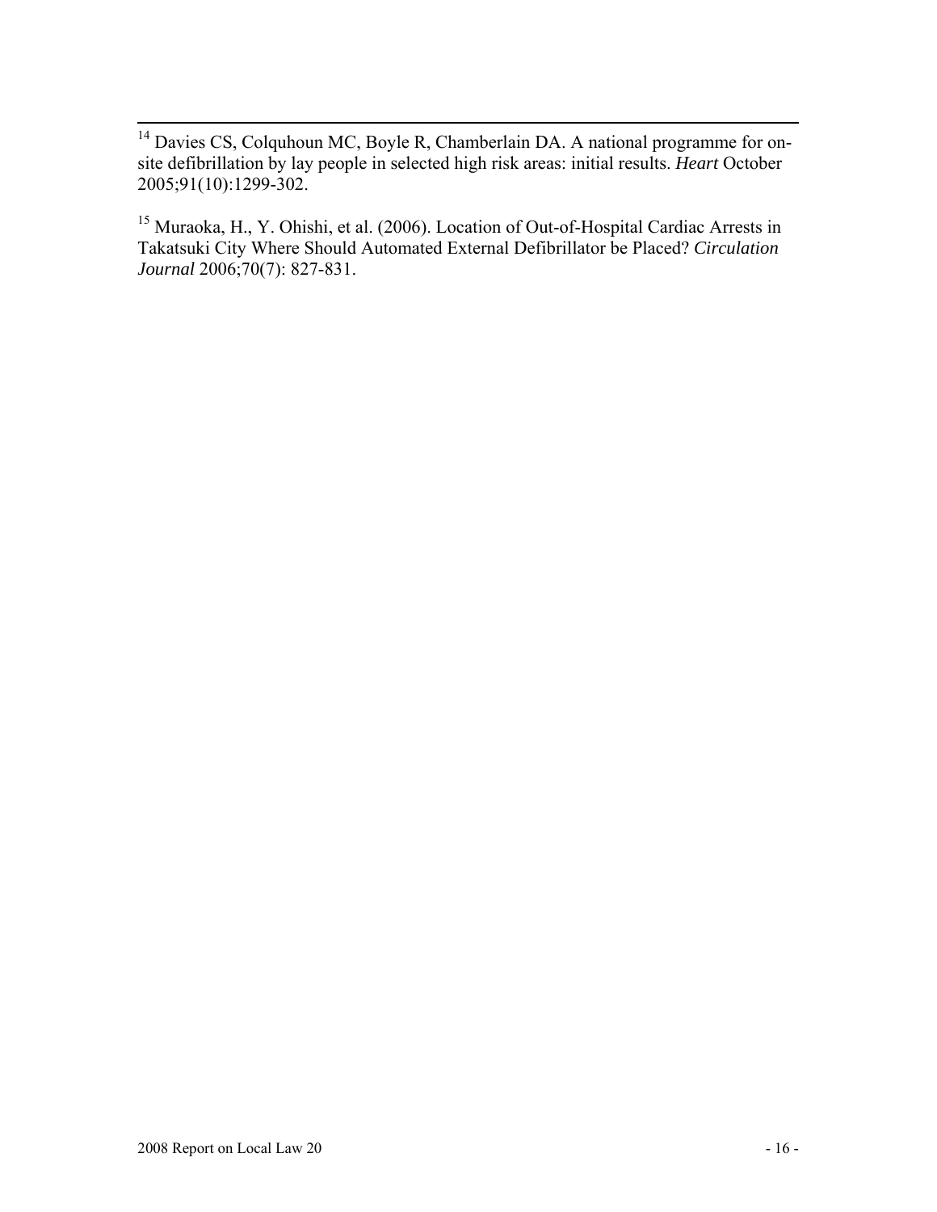[14] Davies CS, Colquhoun MC, Boyle R, Chamberlain DA. A national programme for on-site defibrillation by lay people in selected high risk areas: initial results. *Heart* October 2005;91(10):1299-302.

[15] Muraoka, H., Y. Ohishi, et al. (2006). Location of Out-of-Hospital Cardiac Arrests in Takatsuki City Where Should Automated External Defibrillator be Placed? *Circulation Journal* 2006;70(7): 827-831.